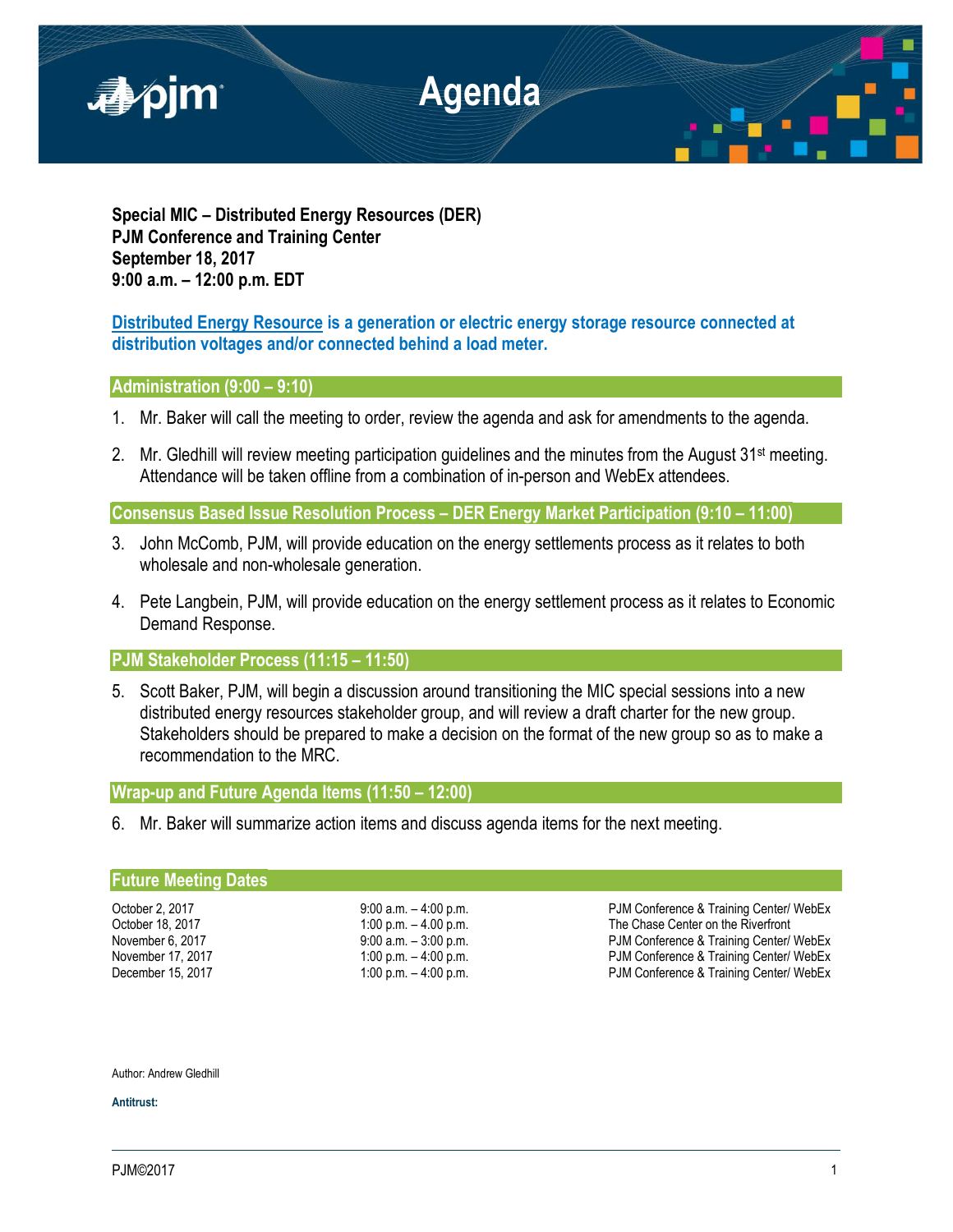# Agenda

**Special MIC – Distributed Energy Resources (DER)**
**PJM Conference and Training Center**
**September 18, 2017**
**9:00 a.m. – 12:00 p.m. EDT**

**Distributed Energy Resource is a generation or electric energy storage resource connected at distribution voltages and/or connected behind a load meter.**

## Administration (9:00 – 9:10)

1. Mr. Baker will call the meeting to order, review the agenda and ask for amendments to the agenda.

2. Mr. Gledhill will review meeting participation guidelines and the minutes from the August 31st meeting. Attendance will be taken offline from a combination of in-person and WebEx attendees.

## Consensus Based Issue Resolution Process – DER Energy Market Participation (9:10 – 11:00)

3. John McComb, PJM, will provide education on the energy settlements process as it relates to both wholesale and non-wholesale generation.

4. Pete Langbein, PJM, will provide education on the energy settlement process as it relates to Economic Demand Response.

## PJM Stakeholder Process (11:15 – 11:50)

5. Scott Baker, PJM, will begin a discussion around transitioning the MIC special sessions into a new distributed energy resources stakeholder group, and will review a draft charter for the new group. Stakeholders should be prepared to make a decision on the format of the new group so as to make a recommendation to the MRC.

## Wrap-up and Future Agenda Items (11:50 – 12:00)

6. Mr. Baker will summarize action items and discuss agenda items for the next meeting.

## Future Meeting Dates

| | | |
|---|---|---|
| October 2, 2017 | 9:00 a.m. – 4:00 p.m. | PJM Conference & Training Center/ WebEx |
| October 18, 2017 | 1:00 p.m. – 4.00 p.m. | The Chase Center on the Riverfront |
| November 6, 2017 | 9:00 a.m. – 3:00 p.m. | PJM Conference & Training Center/ WebEx |
| November 17, 2017 | 1:00 p.m. – 4:00 p.m. | PJM Conference & Training Center/ WebEx |
| December 15, 2017 | 1:00 p.m. – 4:00 p.m. | PJM Conference & Training Center/ WebEx |

Author: Andrew Gledhill

**Antitrust:**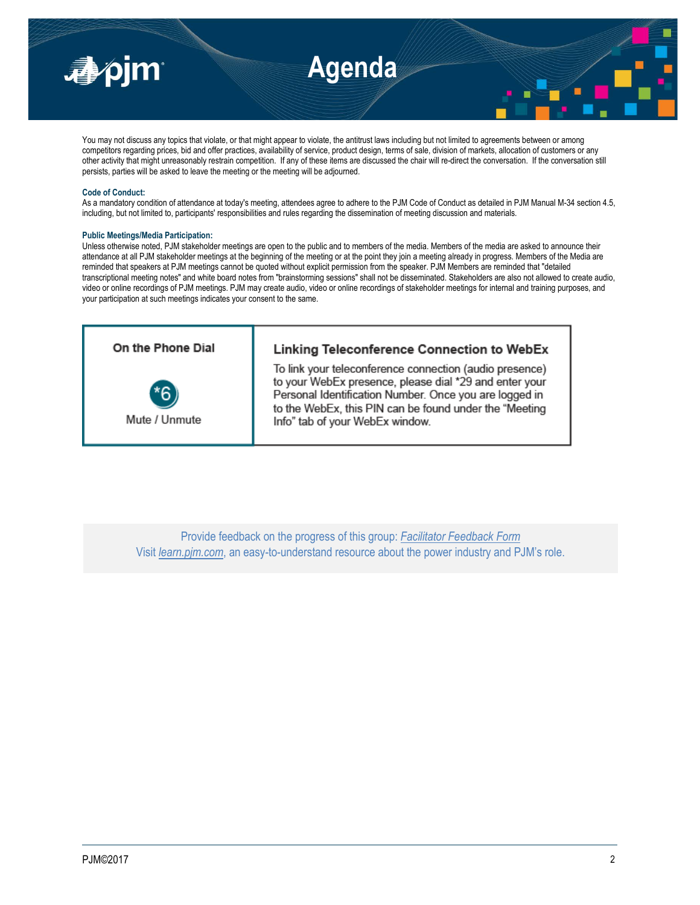# Agenda

You may not discuss any topics that violate, or that might appear to violate, the antitrust laws including but not limited to agreements between or among competitors regarding prices, bid and offer practices, availability of service, product design, terms of sale, division of markets, allocation of customers or any other activity that might unreasonably restrain competition. If any of these items are discussed the chair will re-direct the conversation. If the conversation still persists, parties will be asked to leave the meeting or the meeting will be adjourned.

**Code of Conduct:**
As a mandatory condition of attendance at today's meeting, attendees agree to adhere to the PJM Code of Conduct as detailed in PJM Manual M-34 section 4.5, including, but not limited to, participants' responsibilities and rules regarding the dissemination of meeting discussion and materials.

**Public Meetings/Media Participation:**
Unless otherwise noted, PJM stakeholder meetings are open to the public and to members of the media. Members of the media are asked to announce their attendance at all PJM stakeholder meetings at the beginning of the meeting or at the point they join a meeting already in progress. Members of the Media are reminded that speakers at PJM meetings cannot be quoted without explicit permission from the speaker. PJM Members are reminded that "detailed transcriptional meeting notes" and white board notes from "brainstorming sessions" shall not be disseminated. Stakeholders are also not allowed to create audio, video or online recordings of PJM meetings. PJM may create audio, video or online recordings of stakeholder meetings for internal and training purposes, and your participation at such meetings indicates your consent to the same.

| On the Phone Dial | Linking Teleconference Connection to WebEx |
|---|---|
| *6 Mute / Unmute | To link your teleconference connection (audio presence) to your WebEx presence, please dial *29 and enter your Personal Identification Number. Once you are logged in to the WebEx, this PIN can be found under the "Meeting Info" tab of your WebEx window. |

Provide feedback on the progress of this group: *Facilitator Feedback Form*
Visit *learn.pjm.com*, an easy-to-understand resource about the power industry and PJM's role.

PJM©2017